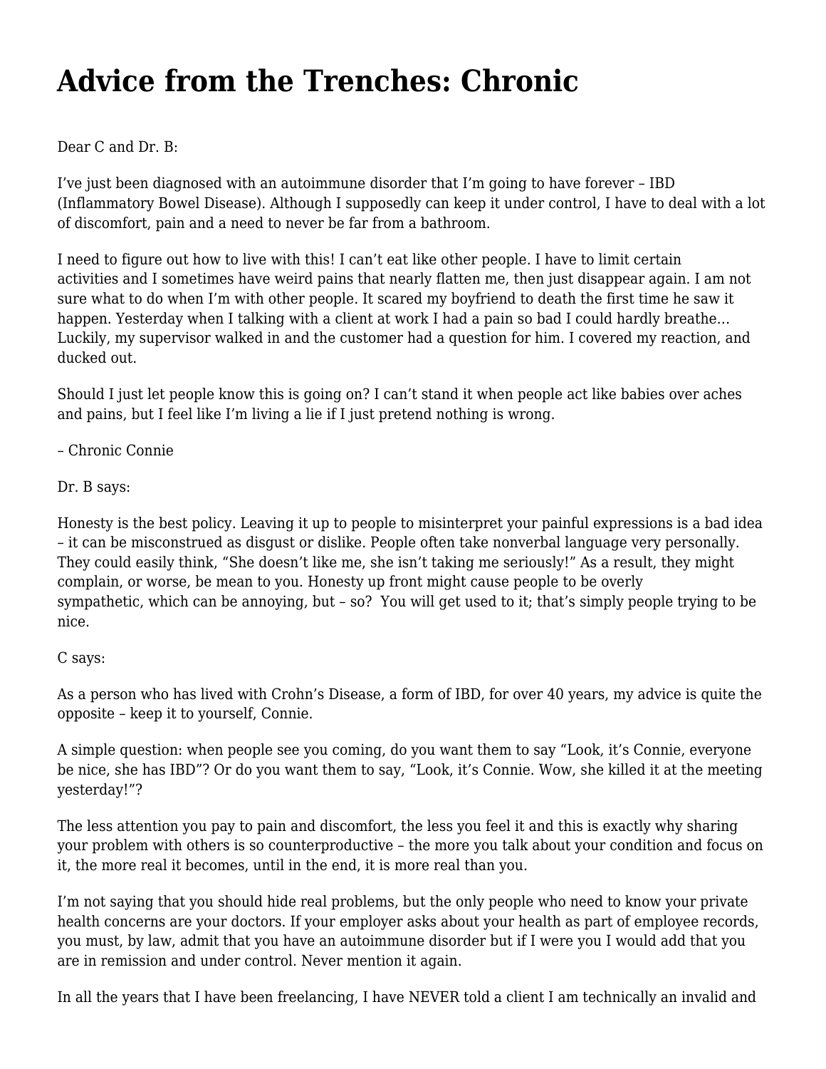# Advice from the Trenches: Chronic

Dear C and Dr. B:

I've just been diagnosed with an autoimmune disorder that I'm going to have forever – IBD (Inflammatory Bowel Disease). Although I supposedly can keep it under control, I have to deal with a lot of discomfort, pain and a need to never be far from a bathroom.

I need to figure out how to live with this! I can't eat like other people. I have to limit certain activities and I sometimes have weird pains that nearly flatten me, then just disappear again. I am not sure what to do when I'm with other people. It scared my boyfriend to death the first time he saw it happen. Yesterday when I talking with a client at work I had a pain so bad I could hardly breathe… Luckily, my supervisor walked in and the customer had a question for him. I covered my reaction, and ducked out.

Should I just let people know this is going on? I can't stand it when people act like babies over aches and pains, but I feel like I'm living a lie if I just pretend nothing is wrong.

– Chronic Connie

Dr. B says:

Honesty is the best policy. Leaving it up to people to misinterpret your painful expressions is a bad idea – it can be misconstrued as disgust or dislike. People often take nonverbal language very personally. They could easily think, "She doesn't like me, she isn't taking me seriously!" As a result, they might complain, or worse, be mean to you. Honesty up front might cause people to be overly sympathetic, which can be annoying, but – so?  You will get used to it; that's simply people trying to be nice.

C says:

As a person who has lived with Crohn's Disease, a form of IBD, for over 40 years, my advice is quite the opposite – keep it to yourself, Connie.

A simple question: when people see you coming, do you want them to say "Look, it's Connie, everyone be nice, she has IBD"? Or do you want them to say, "Look, it's Connie. Wow, she killed it at the meeting yesterday!"?

The less attention you pay to pain and discomfort, the less you feel it and this is exactly why sharing your problem with others is so counterproductive – the more you talk about your condition and focus on it, the more real it becomes, until in the end, it is more real than you.

I'm not saying that you should hide real problems, but the only people who need to know your private health concerns are your doctors. If your employer asks about your health as part of employee records, you must, by law, admit that you have an autoimmune disorder but if I were you I would add that you are in remission and under control. Never mention it again.

In all the years that I have been freelancing, I have NEVER told a client I am technically an invalid and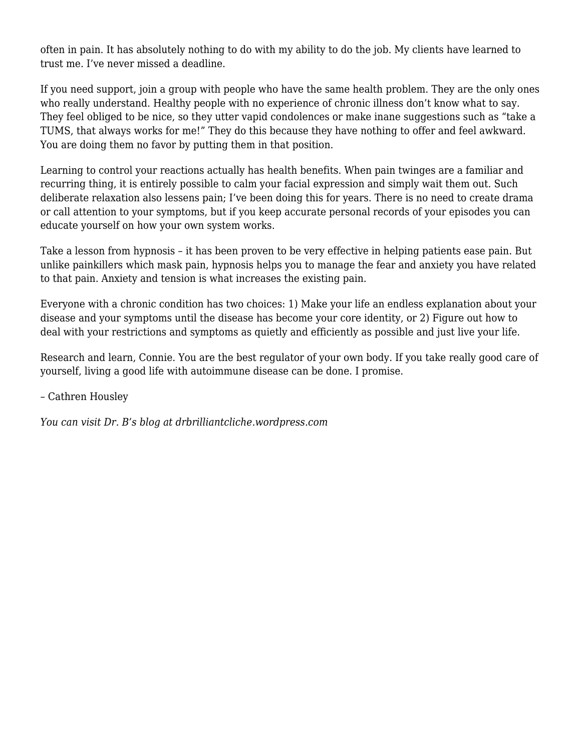often in pain. It has absolutely nothing to do with my ability to do the job. My clients have learned to trust me. I've never missed a deadline.

If you need support, join a group with people who have the same health problem. They are the only ones who really understand. Healthy people with no experience of chronic illness don't know what to say. They feel obliged to be nice, so they utter vapid condolences or make inane suggestions such as "take a TUMS, that always works for me!" They do this because they have nothing to offer and feel awkward. You are doing them no favor by putting them in that position.

Learning to control your reactions actually has health benefits. When pain twinges are a familiar and recurring thing, it is entirely possible to calm your facial expression and simply wait them out. Such deliberate relaxation also lessens pain; I've been doing this for years. There is no need to create drama or call attention to your symptoms, but if you keep accurate personal records of your episodes you can educate yourself on how your own system works.

Take a lesson from hypnosis – it has been proven to be very effective in helping patients ease pain. But unlike painkillers which mask pain, hypnosis helps you to manage the fear and anxiety you have related to that pain. Anxiety and tension is what increases the existing pain.

Everyone with a chronic condition has two choices: 1) Make your life an endless explanation about your disease and your symptoms until the disease has become your core identity, or 2) Figure out how to deal with your restrictions and symptoms as quietly and efficiently as possible and just live your life.

Research and learn, Connie. You are the best regulator of your own body. If you take really good care of yourself, living a good life with autoimmune disease can be done. I promise.

– Cathren Housley

*You can visit Dr. B's blog at drbrilliantcliche.wordpress.com*